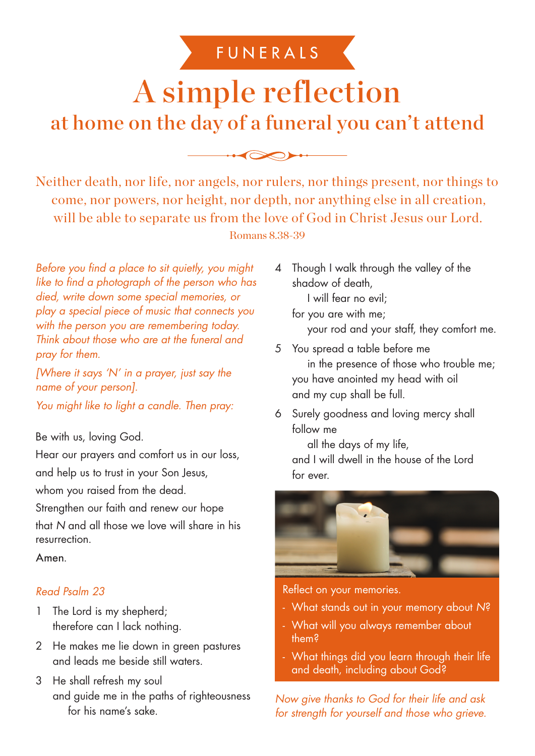FUNERALS

# A simple reflection

## at home on the day of a funeral you can't attend

Neither death, nor life, nor angels, nor rulers, nor things present, nor things to come, nor powers, nor height, nor depth, nor anything else in all creation, will be able to separate us from the love of God in Christ Jesus our Lord.

Romans 8.38-39

*Before you find a place to sit quietly, you might like to find a photograph of the person who has died, write down some special memories, or play a special piece of music that connects you with the person you are remembering today. Think about those who are at the funeral and pray for them.*

*[Where it says 'N' in a prayer, just say the name of your person].*

*You might like to light a candle. Then pray:*

Be with us, loving God.
Hear our prayers and comfort us in our loss,
and help us to trust in your Son Jesus,
whom you raised from the dead.
Strengthen our faith and renew our hope
that *N* and all those we love will share in his resurrection.

Amen.

*Read Psalm 23*

1 The Lord is my shepherd;
therefore can I lack nothing.

2 He makes me lie down in green pastures
and leads me beside still waters.

3 He shall refresh my soul
and guide me in the paths of righteousness
for his name's sake.

4 Though I walk through the valley of the shadow of death,
I will fear no evil;
for you are with me;
your rod and your staff, they comfort me.

5 You spread a table before me
in the presence of those who trouble me;
you have anointed my head with oil
and my cup shall be full.

6 Surely goodness and loving mercy shall follow me
all the days of my life,
and I will dwell in the house of the Lord
for ever.

Reflect on your memories.

- What stands out in your memory about *N*?
- What will you always remember about them?
- What things did you learn through their life and death, including about God?

*Now give thanks to God for their life and ask for strength for yourself and those who grieve.*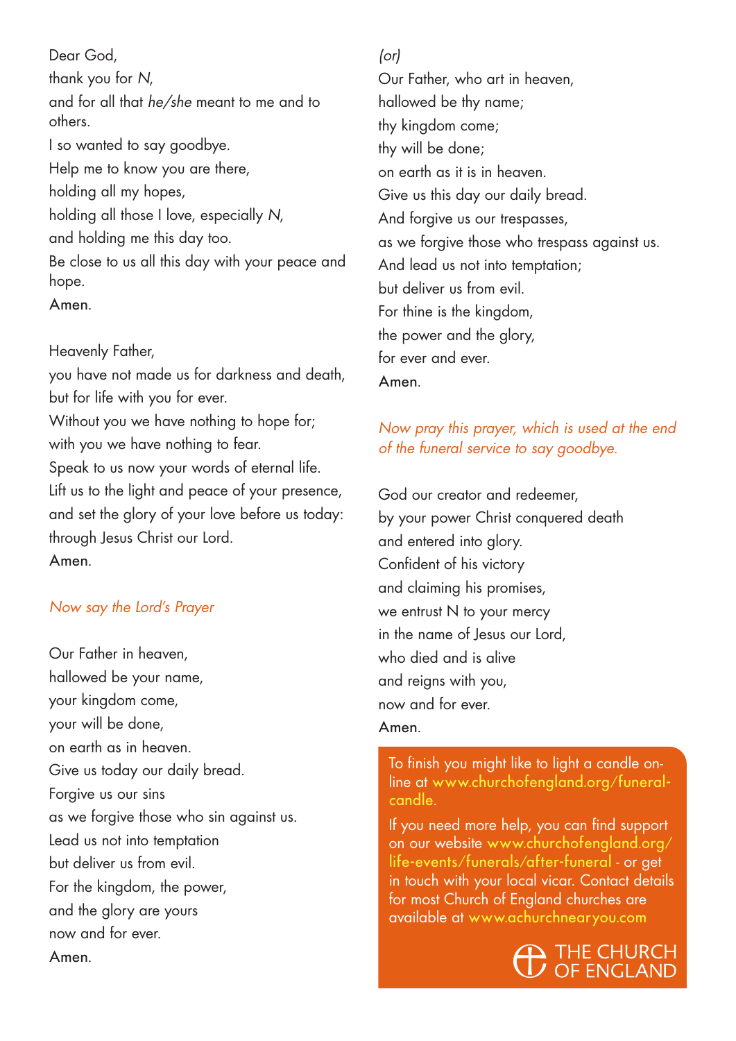Dear God,
thank you for *N*,
and for all that *he/she* meant to me and to others.
I so wanted to say goodbye.
Help me to know you are there,
holding all my hopes,
holding all those I love, especially *N*,
and holding me this day too.
Be close to us all this day with your peace and hope.
**Amen.**

Heavenly Father,
you have not made us for darkness and death,
but for life with you for ever.
Without you we have nothing to hope for;
with you we have nothing to fear.
Speak to us now your words of eternal life.
Lift us to the light and peace of your presence,
and set the glory of your love before us today:
through Jesus Christ our Lord.
**Amen.**

*Now say the Lord's Prayer*

Our Father in heaven,
hallowed be your name,
your kingdom come,
your will be done,
on earth as in heaven.
Give us today our daily bread.
Forgive us our sins
as we forgive those who sin against us.
Lead us not into temptation
but deliver us from evil.
For the kingdom, the power,
and the glory are yours
now and for ever.
**Amen.**

*(or)*

Our Father, who art in heaven,
hallowed be thy name;
thy kingdom come;
thy will be done;
on earth as it is in heaven.
Give us this day our daily bread.
And forgive us our trespasses,
as we forgive those who trespass against us.
And lead us not into temptation;
but deliver us from evil.
For thine is the kingdom,
the power and the glory,
for ever and ever.
**Amen.**

*Now pray this prayer, which is used at the end of the funeral service to say goodbye.*

God our creator and redeemer,
by your power Christ conquered death
and entered into glory.
Confident of his victory
and claiming his promises,
we entrust N to your mercy
in the name of Jesus our Lord,
who died and is alive
and reigns with you,
now and for ever.
**Amen.**

To finish you might like to light a candle on-line at www.churchofengland.org/funeral-candle.

If you need more help, you can find support on our website www.churchofengland.org/life-events/funerals/after-funeral - or get in touch with your local vicar. Contact details for most Church of England churches are available at www.achurchnearyou.com

THE CHURCH OF ENGLAND